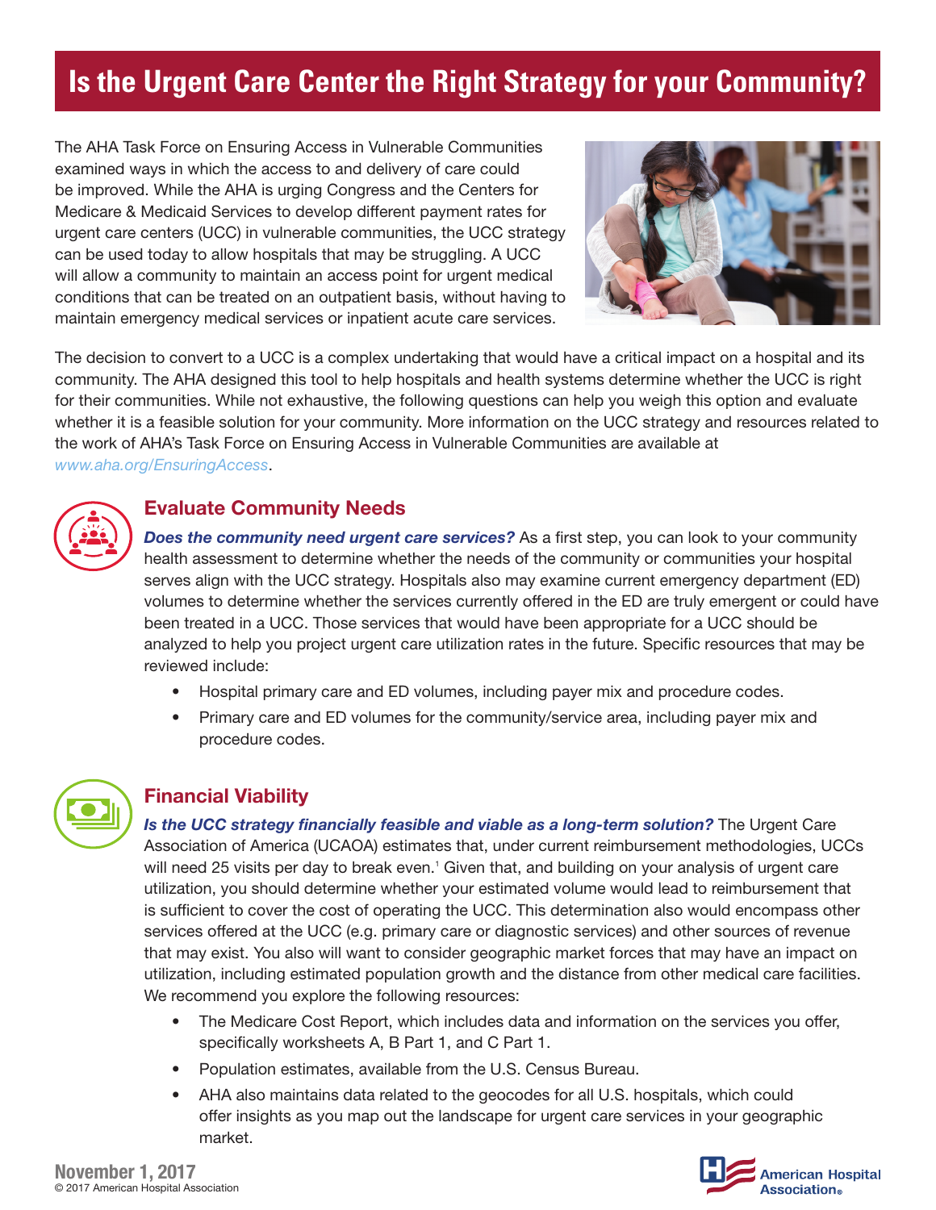# Is the Urgent Care Center the Right Strategy for your Community?

The AHA Task Force on Ensuring Access in Vulnerable Communities examined ways in which the access to and delivery of care could be improved. While the AHA is urging Congress and the Centers for Medicare & Medicaid Services to develop different payment rates for urgent care centers (UCC) in vulnerable communities, the UCC strategy can be used today to allow hospitals that may be struggling. A UCC will allow a community to maintain an access point for urgent medical conditions that can be treated on an outpatient basis, without having to maintain emergency medical services or inpatient acute care services.

The decision to convert to a UCC is a complex undertaking that would have a critical impact on a hospital and its community. The AHA designed this tool to help hospitals and health systems determine whether the UCC is right for their communities. While not exhaustive, the following questions can help you weigh this option and evaluate whether it is a feasible solution for your community. More information on the UCC strategy and resources related to the work of AHA's Task Force on Ensuring Access in Vulnerable Communities are available at *www.aha.org/EnsuringAccess*.

## Evaluate Community Needs

***Does the community need urgent care services?*** As a first step, you can look to your community health assessment to determine whether the needs of the community or communities your hospital serves align with the UCC strategy. Hospitals also may examine current emergency department (ED) volumes to determine whether the services currently offered in the ED are truly emergent or could have been treated in a UCC. Those services that would have been appropriate for a UCC should be analyzed to help you project urgent care utilization rates in the future. Specific resources that may be reviewed include:

- Hospital primary care and ED volumes, including payer mix and procedure codes.
- Primary care and ED volumes for the community/service area, including payer mix and procedure codes.

## Financial Viability

***Is the UCC strategy financially feasible and viable as a long-term solution?*** The Urgent Care Association of America (UCAOA) estimates that, under current reimbursement methodologies, UCCs will need 25 visits per day to break even.[1] Given that, and building on your analysis of urgent care utilization, you should determine whether your estimated volume would lead to reimbursement that is sufficient to cover the cost of operating the UCC. This determination also would encompass other services offered at the UCC (e.g. primary care or diagnostic services) and other sources of revenue that may exist. You also will want to consider geographic market forces that may have an impact on utilization, including estimated population growth and the distance from other medical care facilities. We recommend you explore the following resources:

- The Medicare Cost Report, which includes data and information on the services you offer, specifically worksheets A, B Part 1, and C Part 1.
- Population estimates, available from the U.S. Census Bureau.
- AHA also maintains data related to the geocodes for all U.S. hospitals, which could offer insights as you map out the landscape for urgent care services in your geographic market.

November 1, 2017
© 2017 American Hospital Association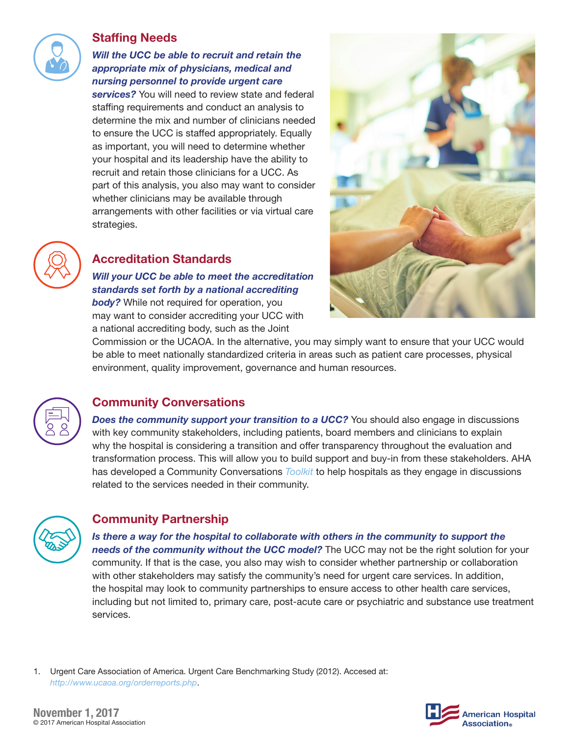## Staffing Needs

***Will the UCC be able to recruit and retain the appropriate mix of physicians, medical and nursing personnel to provide urgent care services?*** You will need to review state and federal staffing requirements and conduct an analysis to determine the mix and number of clinicians needed to ensure the UCC is staffed appropriately. Equally as important, you will need to determine whether your hospital and its leadership have the ability to recruit and retain those clinicians for a UCC. As part of this analysis, you also may want to consider whether clinicians may be available through arrangements with other facilities or via virtual care strategies.

## Accreditation Standards

***Will your UCC be able to meet the accreditation standards set forth by a national accrediting body?*** While not required for operation, you may want to consider accrediting your UCC with a national accrediting body, such as the Joint Commission or the UCAOA. In the alternative, you may simply want to ensure that your UCC would be able to meet nationally standardized criteria in areas such as patient care processes, physical environment, quality improvement, governance and human resources.

## Community Conversations

***Does the community support your transition to a UCC?*** You should also engage in discussions with key community stakeholders, including patients, board members and clinicians to explain why the hospital is considering a transition and offer transparency throughout the evaluation and transformation process. This will allow you to build support and buy-in from these stakeholders. AHA has developed a Community Conversations *Toolkit* to help hospitals as they engage in discussions related to the services needed in their community.

## Community Partnership

***Is there a way for the hospital to collaborate with others in the community to support the needs of the community without the UCC model?*** The UCC may not be the right solution for your community. If that is the case, you also may wish to consider whether partnership or collaboration with other stakeholders may satisfy the community's need for urgent care services. In addition, the hospital may look to community partnerships to ensure access to other health care services, including but not limited to, primary care, post-acute care or psychiatric and substance use treatment services.

1. Urgent Care Association of America. Urgent Care Benchmarking Study (2012). Accesed at: *http://www.ucaoa.org/orderreports.php*.

November 1, 2017
© 2017 American Hospital Association